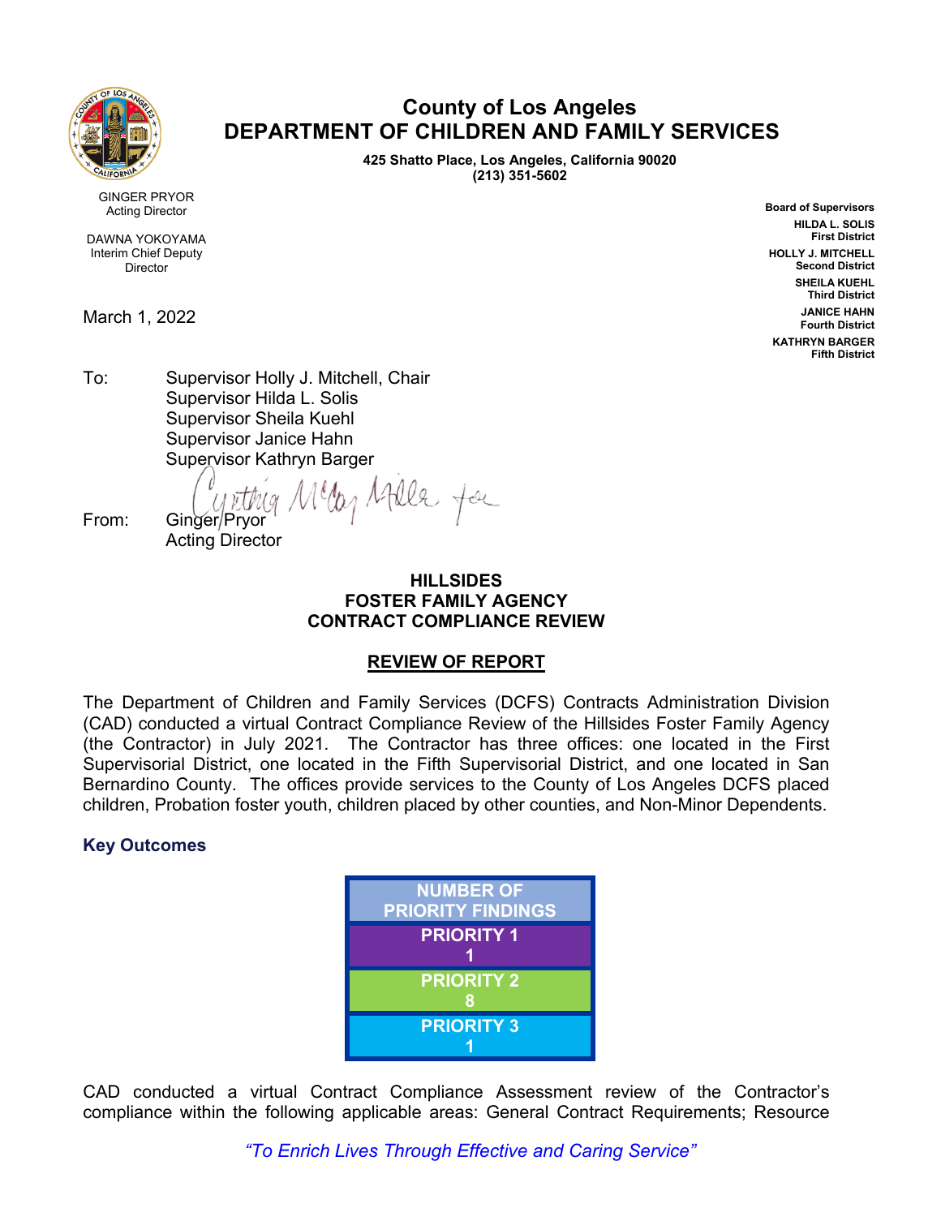# County of Los Angeles
# DEPARTMENT OF CHILDREN AND FAMILY SERVICES

**425 Shatto Place, Los Angeles, California 90020**
**(213) 351-5602**

GINGER PRYOR
Acting Director

DAWNA YOKOYAMA
Interim Chief Deputy Director

**Board of Supervisors**
**HILDA L. SOLIS**
**First District**
**HOLLY J. MITCHELL**
**Second District**
**SHEILA KUEHL**
**Third District**
**JANICE HAHN**
**Fourth District**
**KATHRYN BARGER**
**Fifth District**

March 1, 2022

To: Supervisor Holly J. Mitchell, Chair
Supervisor Hilda L. Solis
Supervisor Sheila Kuehl
Supervisor Janice Hahn
Supervisor Kathryn Barger

From: Ginger Pryor
Acting Director

**HILLSIDES**
**FOSTER FAMILY AGENCY**
**CONTRACT COMPLIANCE REVIEW**

**REVIEW OF REPORT**

The Department of Children and Family Services (DCFS) Contracts Administration Division (CAD) conducted a virtual Contract Compliance Review of the Hillsides Foster Family Agency (the Contractor) in July 2021. The Contractor has three offices: one located in the First Supervisorial District, one located in the Fifth Supervisorial District, and one located in San Bernardino County. The offices provide services to the County of Los Angeles DCFS placed children, Probation foster youth, children placed by other counties, and Non-Minor Dependents.

### Key Outcomes

| NUMBER OF PRIORITY FINDINGS |
|---|
| PRIORITY 1<br>1 |
| PRIORITY 2<br>8 |
| PRIORITY 3<br>1 |

CAD conducted a virtual Contract Compliance Assessment review of the Contractor's compliance within the following applicable areas: General Contract Requirements; Resource

*"To Enrich Lives Through Effective and Caring Service"*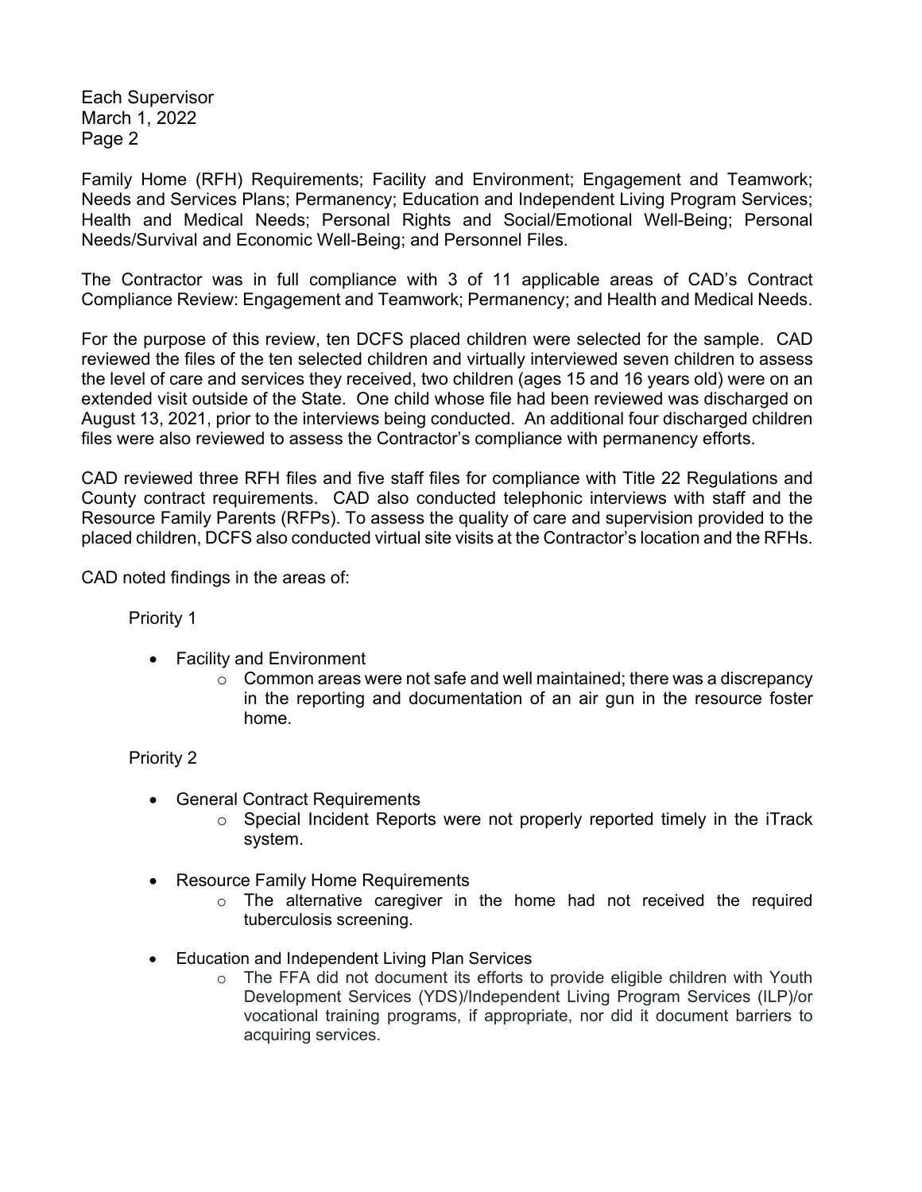Family Home (RFH) Requirements; Facility and Environment; Engagement and Teamwork; Needs and Services Plans; Permanency; Education and Independent Living Program Services; Health and Medical Needs; Personal Rights and Social/Emotional Well-Being; Personal Needs/Survival and Economic Well-Being; and Personnel Files.

The Contractor was in full compliance with 3 of 11 applicable areas of CAD's Contract Compliance Review: Engagement and Teamwork; Permanency; and Health and Medical Needs.

For the purpose of this review, ten DCFS placed children were selected for the sample. CAD reviewed the files of the ten selected children and virtually interviewed seven children to assess the level of care and services they received, two children (ages 15 and 16 years old) were on an extended visit outside of the State. One child whose file had been reviewed was discharged on August 13, 2021, prior to the interviews being conducted. An additional four discharged children files were also reviewed to assess the Contractor's compliance with permanency efforts.

CAD reviewed three RFH files and five staff files for compliance with Title 22 Regulations and County contract requirements. CAD also conducted telephonic interviews with staff and the Resource Family Parents (RFPs). To assess the quality of care and supervision provided to the placed children, DCFS also conducted virtual site visits at the Contractor's location and the RFHs.

CAD noted findings in the areas of:

Priority 1

- Facility and Environment
    - Common areas were not safe and well maintained; there was a discrepancy in the reporting and documentation of an air gun in the resource foster home.

Priority 2

- General Contract Requirements
    - Special Incident Reports were not properly reported timely in the iTrack system.

- Resource Family Home Requirements
    - The alternative caregiver in the home had not received the required tuberculosis screening.

- Education and Independent Living Plan Services
    - The FFA did not document its efforts to provide eligible children with Youth Development Services (YDS)/Independent Living Program Services (ILP)/or vocational training programs, if appropriate, nor did it document barriers to acquiring services.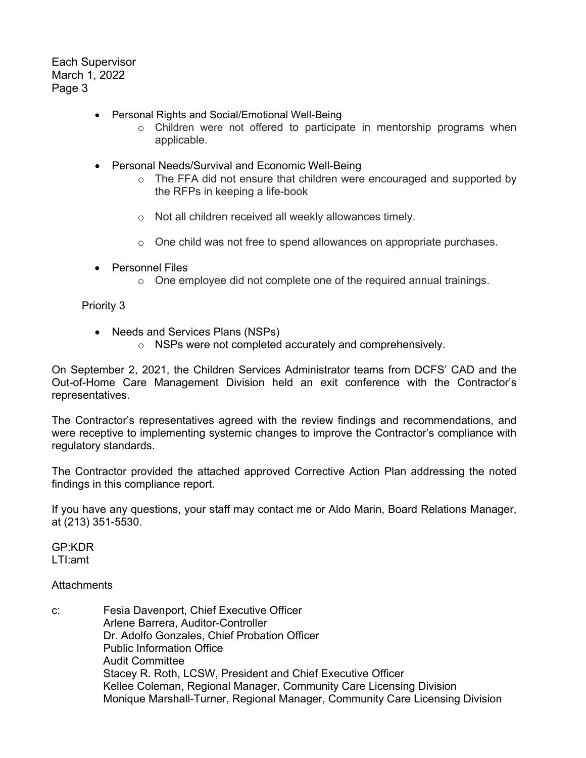- Personal Rights and Social/Emotional Well-Being
  - Children were not offered to participate in mentorship programs when applicable.

- Personal Needs/Survival and Economic Well-Being
  - The FFA did not ensure that children were encouraged and supported by the RFPs in keeping a life-book

  - Not all children received all weekly allowances timely.

  - One child was not free to spend allowances on appropriate purchases.

- Personnel Files
  - One employee did not complete one of the required annual trainings.

Priority 3

- Needs and Services Plans (NSPs)
  - NSPs were not completed accurately and comprehensively.

On September 2, 2021, the Children Services Administrator teams from DCFS' CAD and the Out-of-Home Care Management Division held an exit conference with the Contractor's representatives.

The Contractor's representatives agreed with the review findings and recommendations, and were receptive to implementing systemic changes to improve the Contractor's compliance with regulatory standards.

The Contractor provided the attached approved Corrective Action Plan addressing the noted findings in this compliance report.

If you have any questions, your staff may contact me or Aldo Marin, Board Relations Manager, at (213) 351-5530.

GP:KDR
LTI:amt

Attachments

c: Fesia Davenport, Chief Executive Officer
Arlene Barrera, Auditor-Controller
Dr. Adolfo Gonzales, Chief Probation Officer
Public Information Office
Audit Committee
Stacey R. Roth, LCSW, President and Chief Executive Officer
Kellee Coleman, Regional Manager, Community Care Licensing Division
Monique Marshall-Turner, Regional Manager, Community Care Licensing Division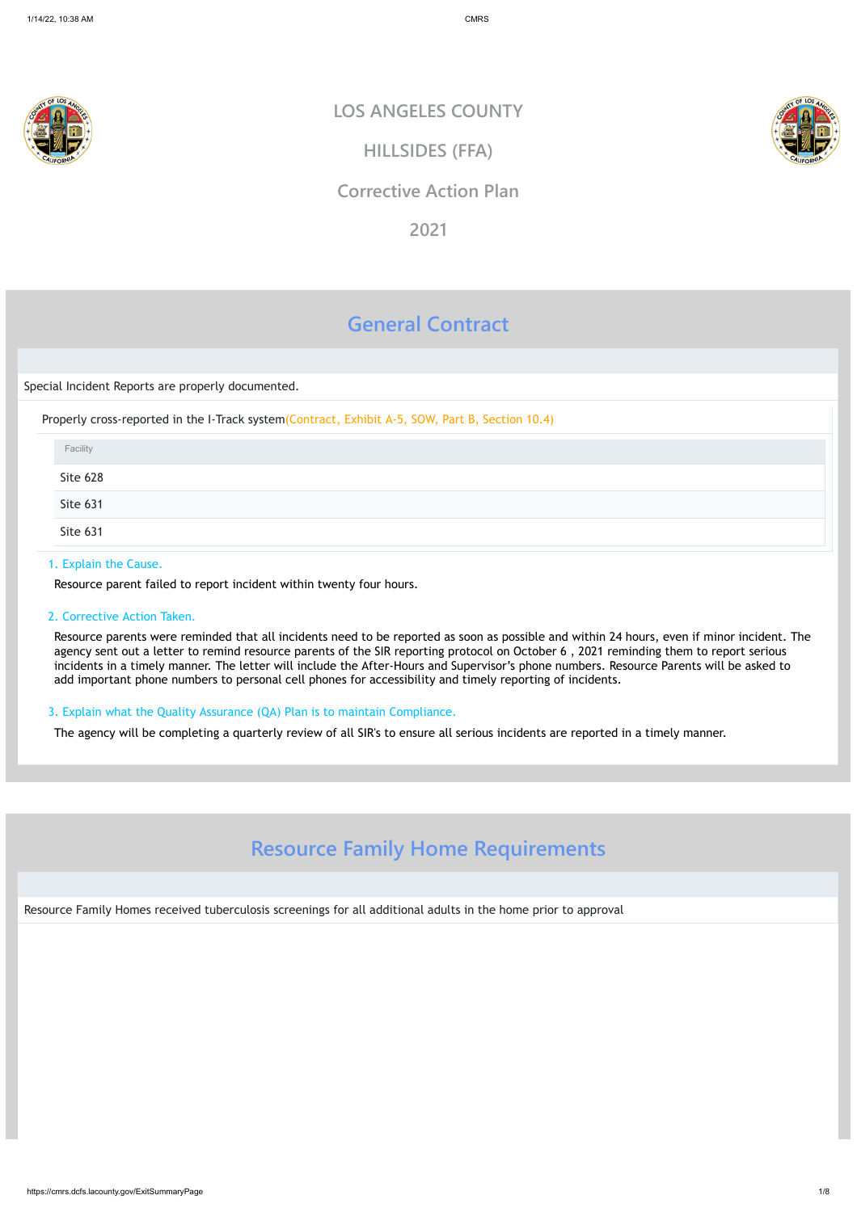# LOS ANGELES COUNTY

# HILLSIDES (FFA)

# Corrective Action Plan

# 2021

## General Contract

Special Incident Reports are properly documented.

Properly cross-reported in the I-Track system(Contract, Exhibit A-5, SOW, Part B, Section 10.4)

| Facility |
|---|
| Site 628 |
| Site 631 |
| Site 631 |

1. Explain the Cause.

Resource parent failed to report incident within twenty four hours.

2. Corrective Action Taken.

Resource parents were reminded that all incidents need to be reported as soon as possible and within 24 hours, even if minor incident. The agency sent out a letter to remind resource parents of the SIR reporting protocol on October 6 , 2021 reminding them to report serious incidents in a timely manner. The letter will include the After-Hours and Supervisor's phone numbers. Resource Parents will be asked to add important phone numbers to personal cell phones for accessibility and timely reporting of incidents.

3. Explain what the Quality Assurance (QA) Plan is to maintain Compliance.

The agency will be completing a quarterly review of all SIR's to ensure all serious incidents are reported in a timely manner.

## Resource Family Home Requirements

Resource Family Homes received tuberculosis screenings for all additional adults in the home prior to approval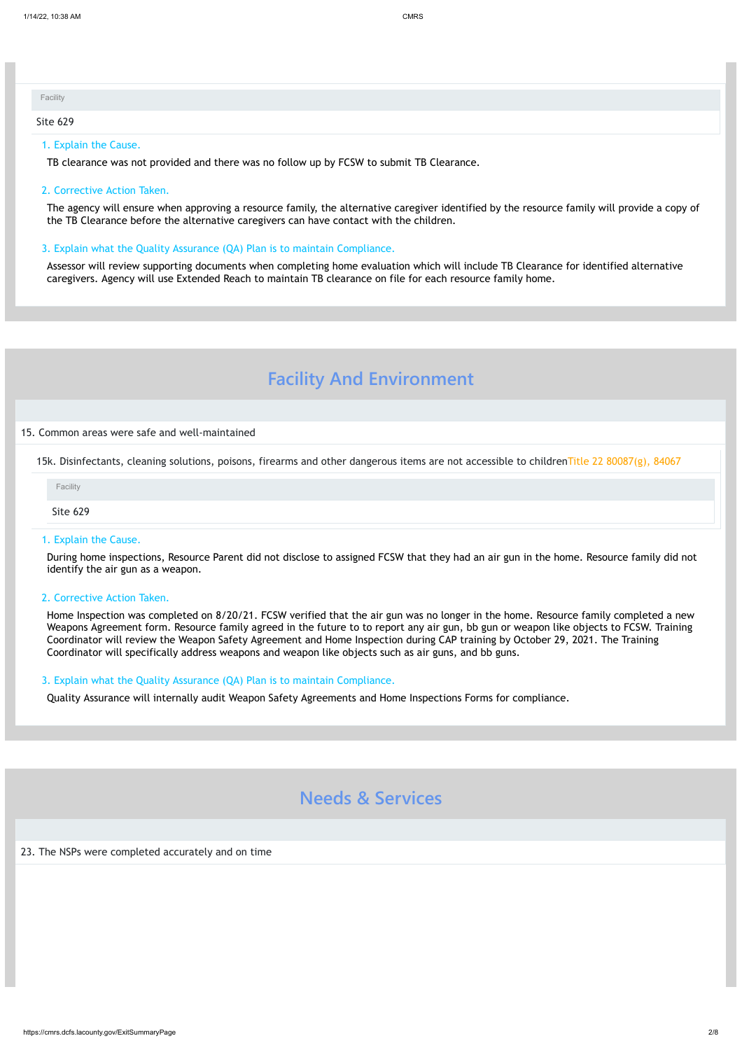| Facility |
| --- |
| Site 629 |

1. Explain the Cause.

TB clearance was not provided and there was no follow up by FCSW to submit TB Clearance.

2. Corrective Action Taken.

The agency will ensure when approving a resource family, the alternative caregiver identified by the resource family will provide a copy of the TB Clearance before the alternative caregivers can have contact with the children.

3. Explain what the Quality Assurance (QA) Plan is to maintain Compliance.

Assessor will review supporting documents when completing home evaluation which will include TB Clearance for identified alternative caregivers. Agency will use Extended Reach to maintain TB clearance on file for each resource family home.

## Facility And Environment

15. Common areas were safe and well-maintained

15k. Disinfectants, cleaning solutions, poisons, firearms and other dangerous items are not accessible to children Title 22 80087(g), 84067

| Facility |
| --- |
| Site 629 |

1. Explain the Cause.

During home inspections, Resource Parent did not disclose to assigned FCSW that they had an air gun in the home. Resource family did not identify the air gun as a weapon.

2. Corrective Action Taken.

Home Inspection was completed on 8/20/21. FCSW verified that the air gun was no longer in the home. Resource family completed a new Weapons Agreement form. Resource family agreed in the future to to report any air gun, bb gun or weapon like objects to FCSW. Training Coordinator will review the Weapon Safety Agreement and Home Inspection during CAP training by October 29, 2021. The Training Coordinator will specifically address weapons and weapon like objects such as air guns, and bb guns.

3. Explain what the Quality Assurance (QA) Plan is to maintain Compliance.

Quality Assurance will internally audit Weapon Safety Agreements and Home Inspections Forms for compliance.

## Needs & Services

23. The NSPs were completed accurately and on time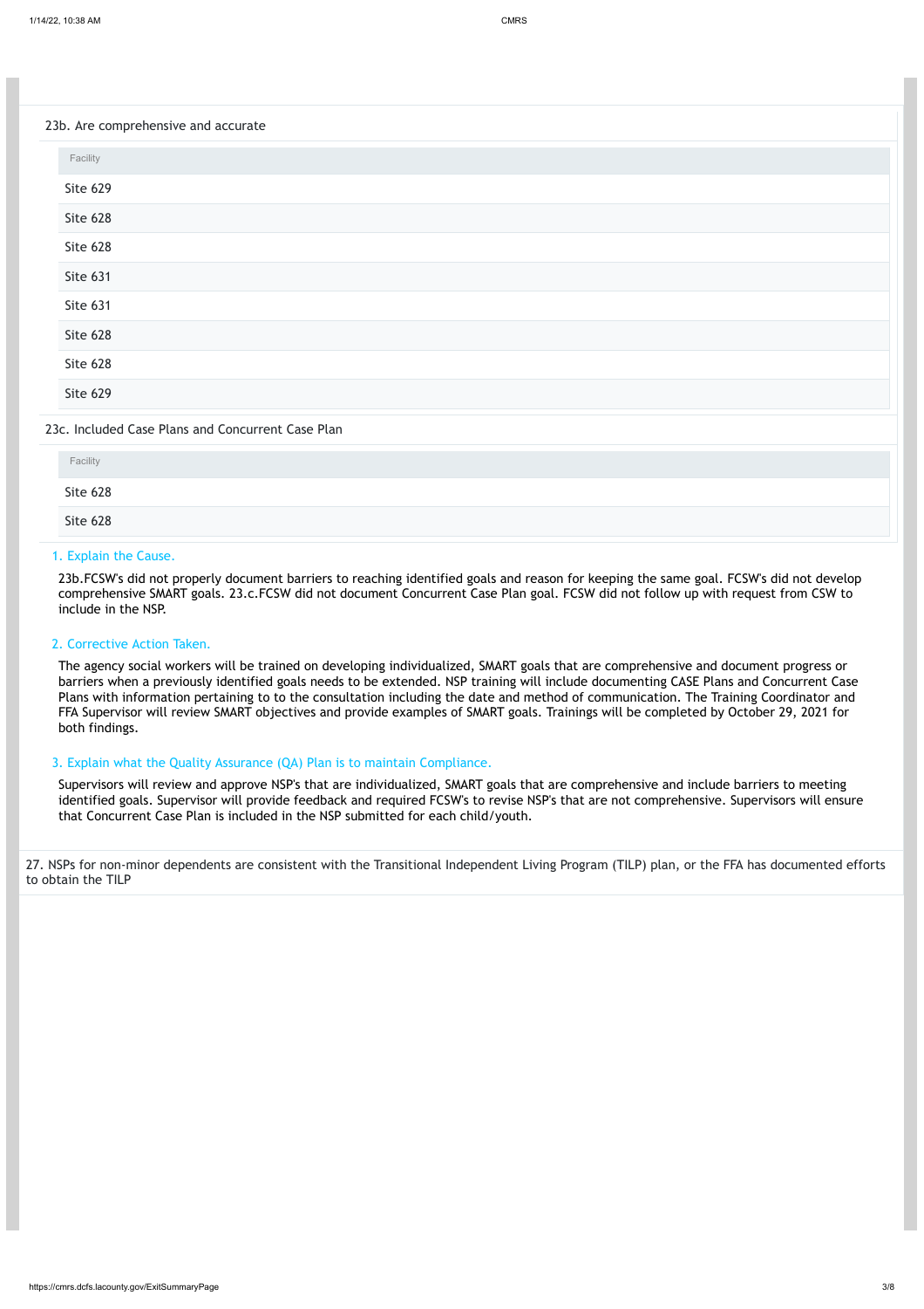23b. Are comprehensive and accurate

| Facility |
|---|
| Site 629 |
| Site 628 |
| Site 628 |
| Site 631 |
| Site 631 |
| Site 628 |
| Site 628 |
| Site 629 |

23c. Included Case Plans and Concurrent Case Plan

| Facility |
|---|
| Site 628 |
| Site 628 |

1. Explain the Cause.

23b.FCSW's did not properly document barriers to reaching identified goals and reason for keeping the same goal. FCSW's did not develop comprehensive SMART goals. 23.c.FCSW did not document Concurrent Case Plan goal. FCSW did not follow up with request from CSW to include in the NSP.

2. Corrective Action Taken.

The agency social workers will be trained on developing individualized, SMART goals that are comprehensive and document progress or barriers when a previously identified goals needs to be extended. NSP training will include documenting CASE Plans and Concurrent Case Plans with information pertaining to to the consultation including the date and method of communication. The Training Coordinator and FFA Supervisor will review SMART objectives and provide examples of SMART goals. Trainings will be completed by October 29, 2021 for both findings.

3. Explain what the Quality Assurance (QA) Plan is to maintain Compliance.

Supervisors will review and approve NSP's that are individualized, SMART goals that are comprehensive and include barriers to meeting identified goals. Supervisor will provide feedback and required FCSW's to revise NSP's that are not comprehensive. Supervisors will ensure that Concurrent Case Plan is included in the NSP submitted for each child/youth.

27. NSPs for non-minor dependents are consistent with the Transitional Independent Living Program (TILP) plan, or the FFA has documented efforts to obtain the TILP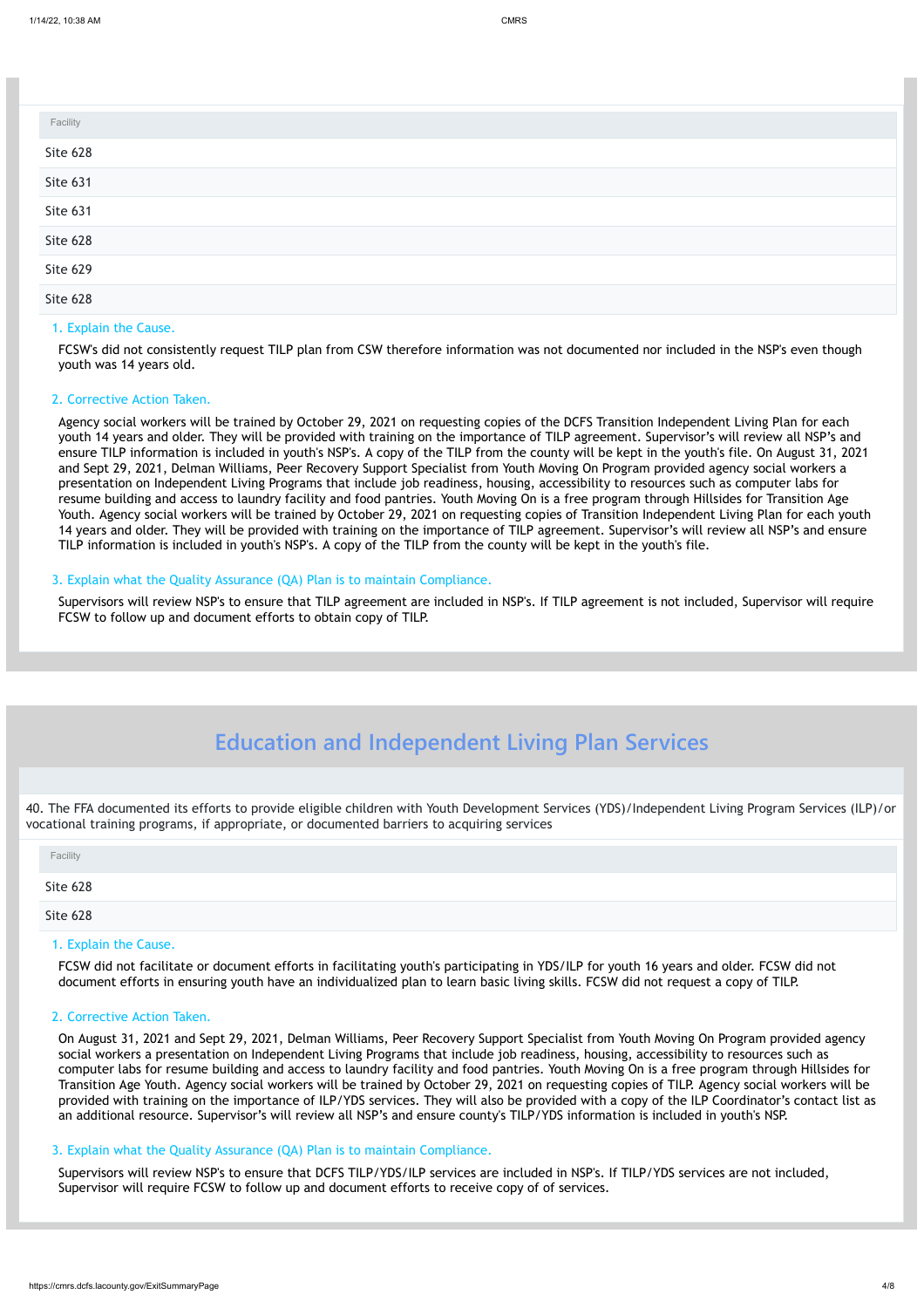| Facility |
| --- |
| Site 628 |
| Site 631 |
| Site 631 |
| Site 628 |
| Site 629 |
| Site 628 |

1. Explain the Cause.

FCSW's did not consistently request TILP plan from CSW therefore information was not documented nor included in the NSP's even though youth was 14 years old.

2. Corrective Action Taken.

Agency social workers will be trained by October 29, 2021 on requesting copies of the DCFS Transition Independent Living Plan for each youth 14 years and older. They will be provided with training on the importance of TILP agreement. Supervisor's will review all NSP's and ensure TILP information is included in youth's NSP's. A copy of the TILP from the county will be kept in the youth's file. On August 31, 2021 and Sept 29, 2021, Delman Williams, Peer Recovery Support Specialist from Youth Moving On Program provided agency social workers a presentation on Independent Living Programs that include job readiness, housing, accessibility to resources such as computer labs for resume building and access to laundry facility and food pantries. Youth Moving On is a free program through Hillsides for Transition Age Youth. Agency social workers will be trained by October 29, 2021 on requesting copies of Transition Independent Living Plan for each youth 14 years and older. They will be provided with training on the importance of TILP agreement. Supervisor's will review all NSP's and ensure TILP information is included in youth's NSP's. A copy of the TILP from the county will be kept in the youth's file.

3. Explain what the Quality Assurance (QA) Plan is to maintain Compliance.

Supervisors will review NSP's to ensure that TILP agreement are included in NSP's. If TILP agreement is not included, Supervisor will require FCSW to follow up and document efforts to obtain copy of TILP.

## Education and Independent Living Plan Services

40. The FFA documented its efforts to provide eligible children with Youth Development Services (YDS)/Independent Living Program Services (ILP)/or vocational training programs, if appropriate, or documented barriers to acquiring services

| Facility |
| --- |
| Site 628 |
| Site 628 |

1. Explain the Cause.

FCSW did not facilitate or document efforts in facilitating youth's participating in YDS/ILP for youth 16 years and older. FCSW did not document efforts in ensuring youth have an individualized plan to learn basic living skills. FCSW did not request a copy of TILP.

2. Corrective Action Taken.

On August 31, 2021 and Sept 29, 2021, Delman Williams, Peer Recovery Support Specialist from Youth Moving On Program provided agency social workers a presentation on Independent Living Programs that include job readiness, housing, accessibility to resources such as computer labs for resume building and access to laundry facility and food pantries. Youth Moving On is a free program through Hillsides for Transition Age Youth. Agency social workers will be trained by October 29, 2021 on requesting copies of TILP. Agency social workers will be provided with training on the importance of ILP/YDS services. They will also be provided with a copy of the ILP Coordinator's contact list as an additional resource. Supervisor's will review all NSP's and ensure county's TILP/YDS information is included in youth's NSP.

3. Explain what the Quality Assurance (QA) Plan is to maintain Compliance.

Supervisors will review NSP's to ensure that DCFS TILP/YDS/ILP services are included in NSP's. If TILP/YDS services are not included, Supervisor will require FCSW to follow up and document efforts to receive copy of of services.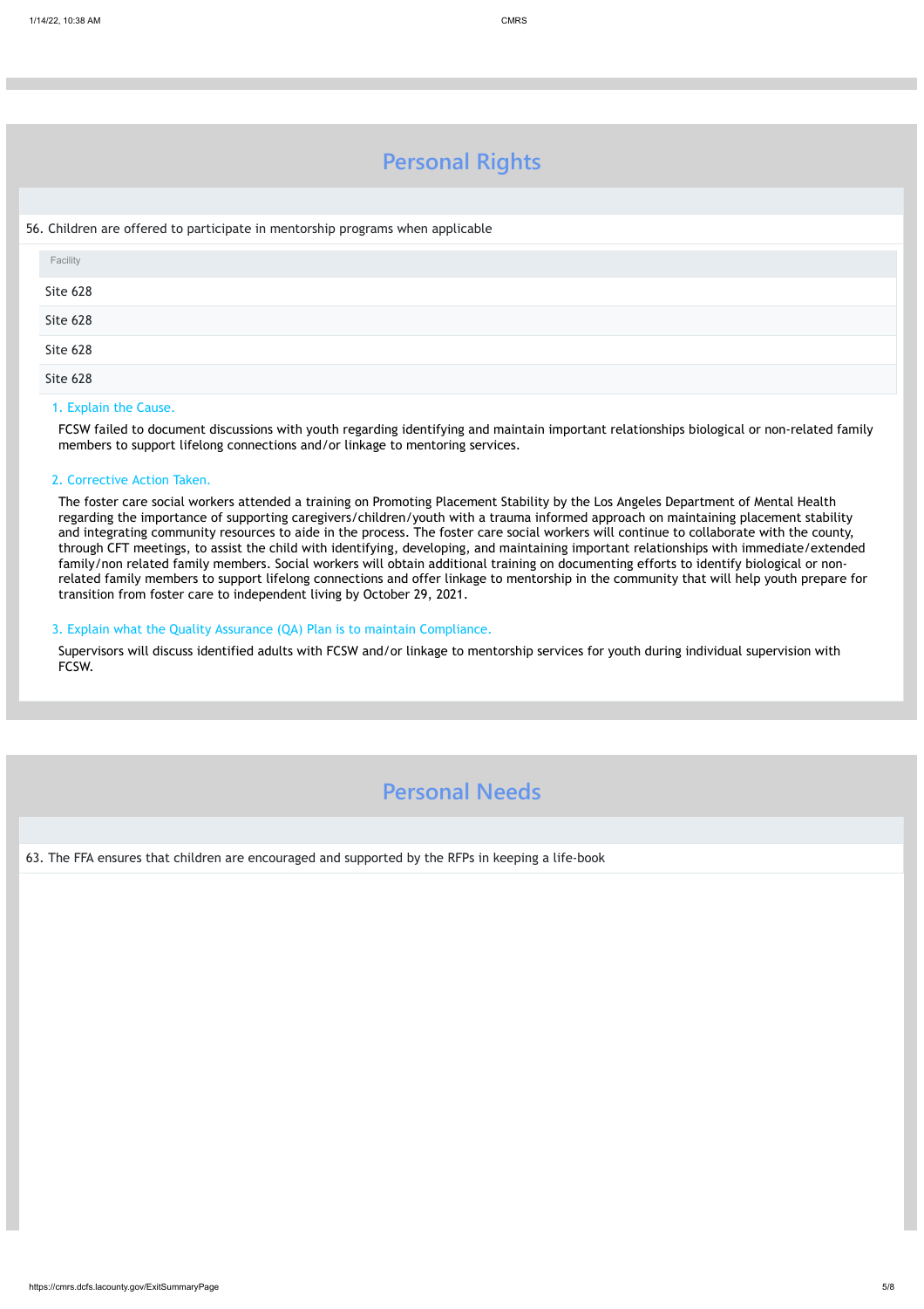## Personal Rights

56. Children are offered to participate in mentorship programs when applicable

| Facility |
| --- |
| Site 628 |
| Site 628 |
| Site 628 |
| Site 628 |

1. Explain the Cause.

FCSW failed to document discussions with youth regarding identifying and maintain important relationships biological or non-related family members to support lifelong connections and/or linkage to mentoring services.

2. Corrective Action Taken.

The foster care social workers attended a training on Promoting Placement Stability by the Los Angeles Department of Mental Health regarding the importance of supporting caregivers/children/youth with a trauma informed approach on maintaining placement stability and integrating community resources to aide in the process. The foster care social workers will continue to collaborate with the county, through CFT meetings, to assist the child with identifying, developing, and maintaining important relationships with immediate/extended family/non related family members. Social workers will obtain additional training on documenting efforts to identify biological or non-related family members to support lifelong connections and offer linkage to mentorship in the community that will help youth prepare for transition from foster care to independent living by October 29, 2021.

3. Explain what the Quality Assurance (QA) Plan is to maintain Compliance.

Supervisors will discuss identified adults with FCSW and/or linkage to mentorship services for youth during individual supervision with FCSW.

## Personal Needs

63. The FFA ensures that children are encouraged and supported by the RFPs in keeping a life-book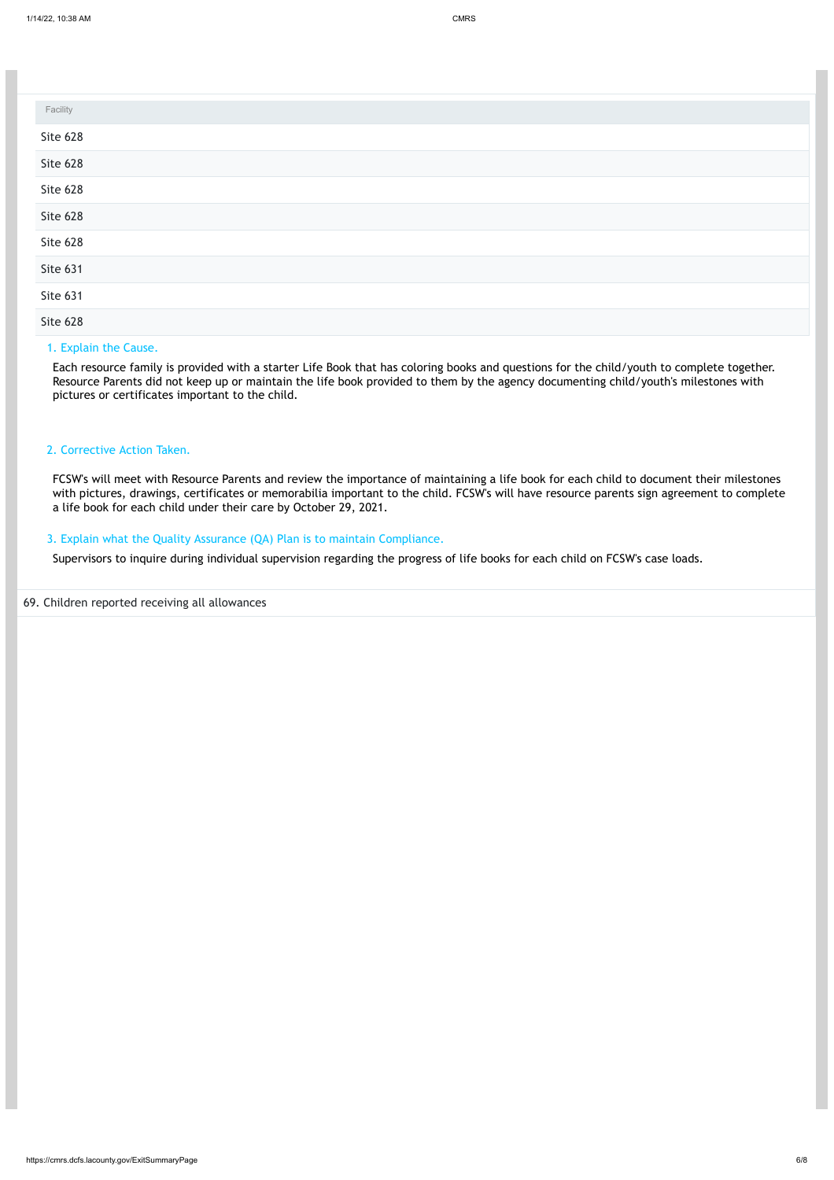| Facility |
|---|
| Site 628 |
| Site 628 |
| Site 628 |
| Site 628 |
| Site 628 |
| Site 631 |
| Site 631 |
| Site 628 |

1. Explain the Cause.

Each resource family is provided with a starter Life Book that has coloring books and questions for the child/youth to complete together. Resource Parents did not keep up or maintain the life book provided to them by the agency documenting child/youth's milestones with pictures or certificates important to the child.

2. Corrective Action Taken.

FCSW's will meet with Resource Parents and review the importance of maintaining a life book for each child to document their milestones with pictures, drawings, certificates or memorabilia important to the child. FCSW's will have resource parents sign agreement to complete a life book for each child under their care by October 29, 2021.

3. Explain what the Quality Assurance (QA) Plan is to maintain Compliance.

Supervisors to inquire during individual supervision regarding the progress of life books for each child on FCSW's case loads.

69. Children reported receiving all allowances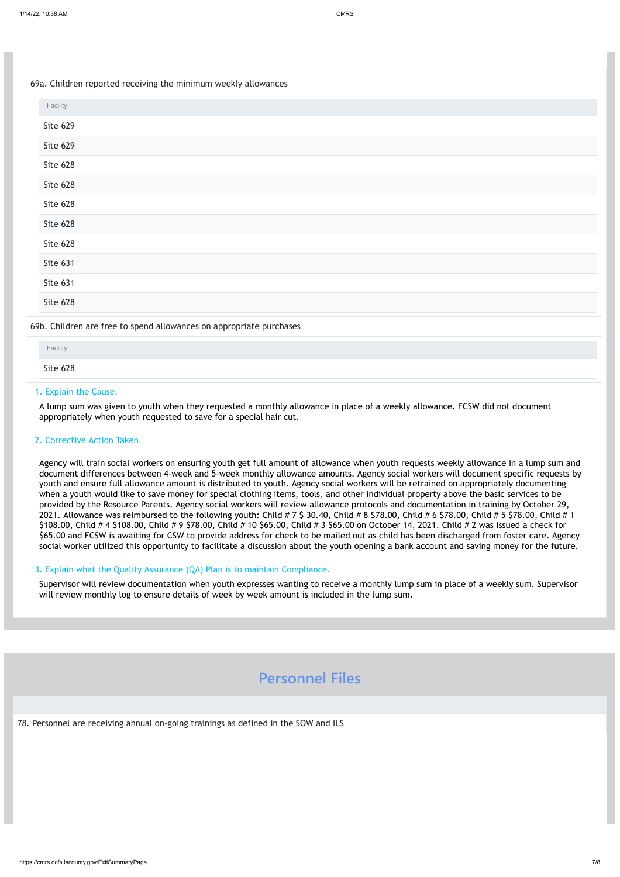69a. Children reported receiving the minimum weekly allowances

| Facility |
| --- |
| Site 629 |
| Site 629 |
| Site 628 |
| Site 628 |
| Site 628 |
| Site 628 |
| Site 628 |
| Site 631 |
| Site 631 |
| Site 628 |

69b. Children are free to spend allowances on appropriate purchases

| Facility |
| --- |
| Site 628 |

1. Explain the Cause.

A lump sum was given to youth when they requested a monthly allowance in place of a weekly allowance. FCSW did not document appropriately when youth requested to save for a special hair cut.

2. Corrective Action Taken.

Agency will train social workers on ensuring youth get full amount of allowance when youth requests weekly allowance in a lump sum and document differences between 4-week and 5-week monthly allowance amounts. Agency social workers will document specific requests by youth and ensure full allowance amount is distributed to youth. Agency social workers will be retrained on appropriately documenting when a youth would like to save money for special clothing items, tools, and other individual property above the basic services to be provided by the Resource Parents. Agency social workers will review allowance protocols and documentation in training by October 29, 2021. Allowance was reimbursed to the following youth: Child # 7 $ 30.40, Child # 8 $78.00, Child # 6 $78.00, Child # 5 $78.00, Child # 1 $108.00, Child # 4 $108.00, Child # 9 $78.00, Child # 10 $65.00, Child # 3 $65.00 on October 14, 2021. Child # 2 was issued a check for $65.00 and FCSW is awaiting for CSW to provide address for check to be mailed out as child has been discharged from foster care. Agency social worker utilized this opportunity to facilitate a discussion about the youth opening a bank account and saving money for the future.

3. Explain what the Quality Assurance (QA) Plan is to maintain Compliance.

Supervisor will review documentation when youth expresses wanting to receive a monthly lump sum in place of a weekly sum. Supervisor will review monthly log to ensure details of week by week amount is included in the lump sum.

## Personnel Files

78. Personnel are receiving annual on-going trainings as defined in the SOW and ILS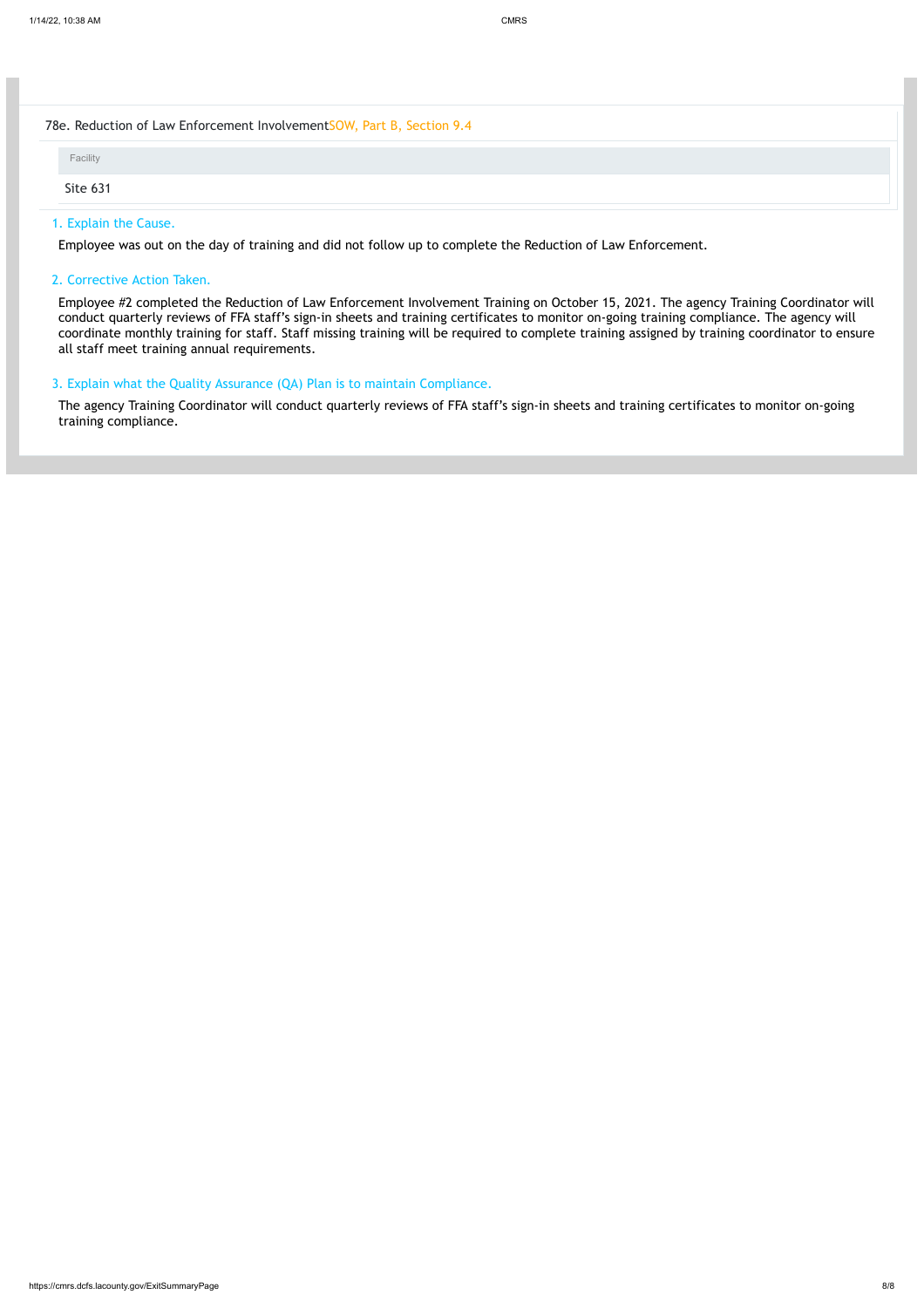78e. Reduction of Law Enforcement InvolvementSOW, Part B, Section 9.4

| Facility |
| --- |
| Site 631 |

1. Explain the Cause.

Employee was out on the day of training and did not follow up to complete the Reduction of Law Enforcement.

2. Corrective Action Taken.

Employee #2 completed the Reduction of Law Enforcement Involvement Training on October 15, 2021. The agency Training Coordinator will conduct quarterly reviews of FFA staff's sign-in sheets and training certificates to monitor on-going training compliance. The agency will coordinate monthly training for staff. Staff missing training will be required to complete training assigned by training coordinator to ensure all staff meet training annual requirements.

3. Explain what the Quality Assurance (QA) Plan is to maintain Compliance.

The agency Training Coordinator will conduct quarterly reviews of FFA staff's sign-in sheets and training certificates to monitor on-going training compliance.